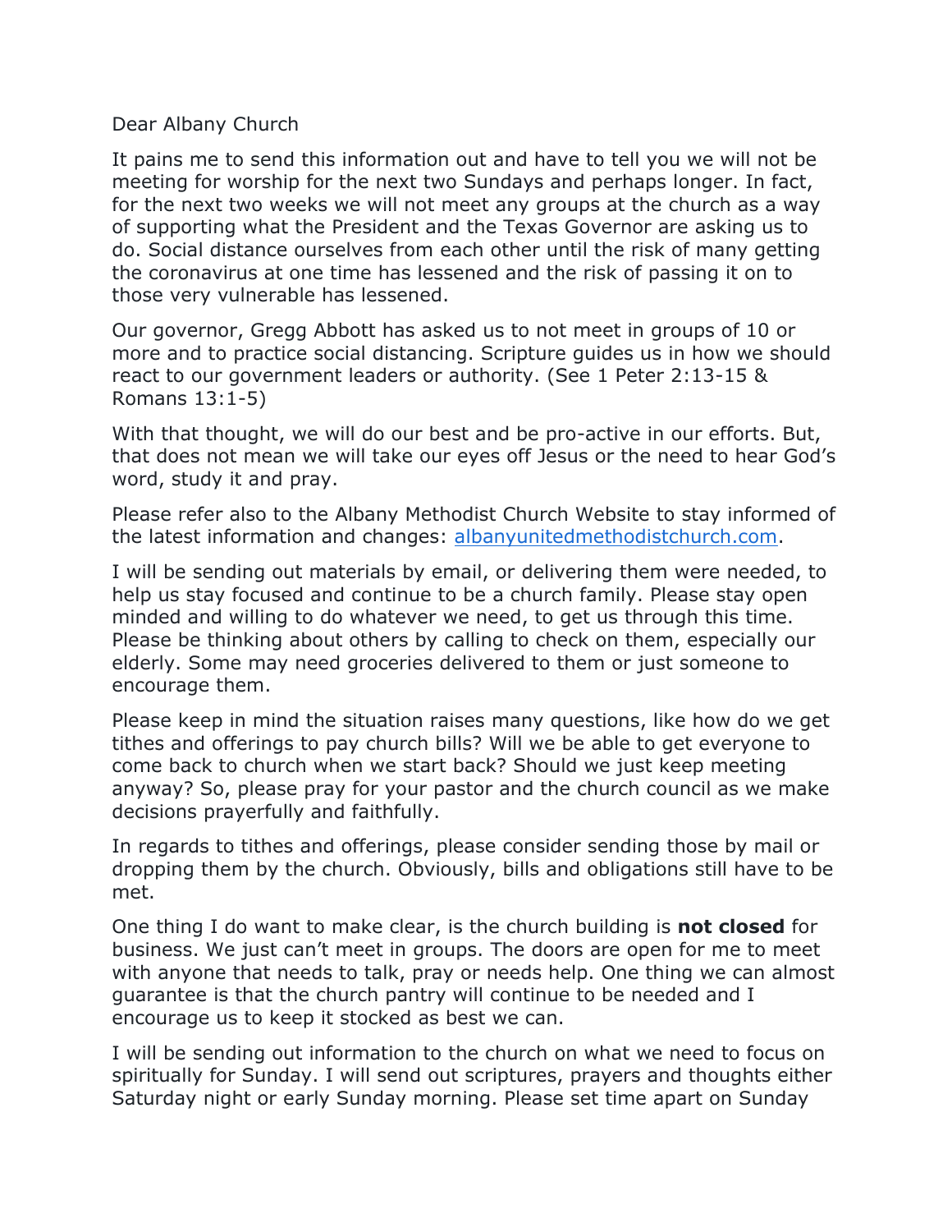Dear Albany Church

It pains me to send this information out and have to tell you we will not be meeting for worship for the next two Sundays and perhaps longer. In fact, for the next two weeks we will not meet any groups at the church as a way of supporting what the President and the Texas Governor are asking us to do. Social distance ourselves from each other until the risk of many getting the coronavirus at one time has lessened and the risk of passing it on to those very vulnerable has lessened.

Our governor, Gregg Abbott has asked us to not meet in groups of 10 or more and to practice social distancing. Scripture guides us in how we should react to our government leaders or authority. (See 1 Peter 2:13-15 & Romans 13:1-5)

With that thought, we will do our best and be pro-active in our efforts. But, that does not mean we will take our eyes off Jesus or the need to hear God's word, study it and pray.

Please refer also to the Albany Methodist Church Website to stay informed of the latest information and changes: [albanyunitedmethodistchurch.com](albanyunitedmethodistchurch.com).

I will be sending out materials by email, or delivering them were needed, to help us stay focused and continue to be a church family. Please stay open minded and willing to do whatever we need, to get us through this time. Please be thinking about others by calling to check on them, especially our elderly. Some may need groceries delivered to them or just someone to encourage them.

Please keep in mind the situation raises many questions, like how do we get tithes and offerings to pay church bills? Will we be able to get everyone to come back to church when we start back? Should we just keep meeting anyway? So, please pray for your pastor and the church council as we make decisions prayerfully and faithfully.

In regards to tithes and offerings, please consider sending those by mail or dropping them by the church. Obviously, bills and obligations still have to be met.

One thing I do want to make clear, is the church building is **not closed** for business. We just can't meet in groups. The doors are open for me to meet with anyone that needs to talk, pray or needs help. One thing we can almost guarantee is that the church pantry will continue to be needed and I encourage us to keep it stocked as best we can.

I will be sending out information to the church on what we need to focus on spiritually for Sunday. I will send out scriptures, prayers and thoughts either Saturday night or early Sunday morning. Please set time apart on Sunday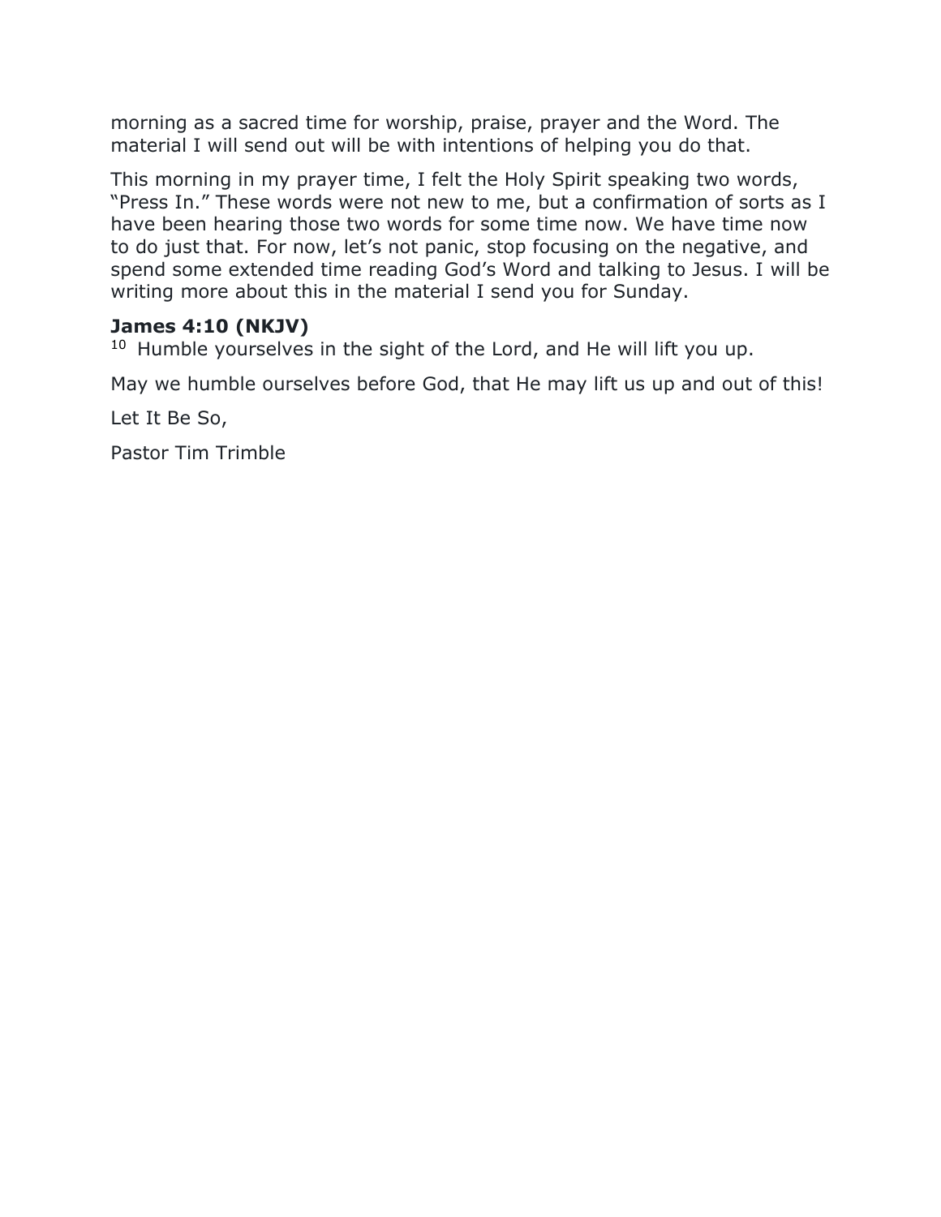morning as a sacred time for worship, praise, prayer and the Word. The material I will send out will be with intentions of helping you do that.

This morning in my prayer time, I felt the Holy Spirit speaking two words, "Press In." These words were not new to me, but a confirmation of sorts as I have been hearing those two words for some time now. We have time now to do just that. For now, let's not panic, stop focusing on the negative, and spend some extended time reading God's Word and talking to Jesus. I will be writing more about this in the material I send you for Sunday.

**James 4:10 (NKJV)**
[10] Humble yourselves in the sight of the Lord, and He will lift you up.

May we humble ourselves before God, that He may lift us up and out of this!

Let It Be So,

Pastor Tim Trimble